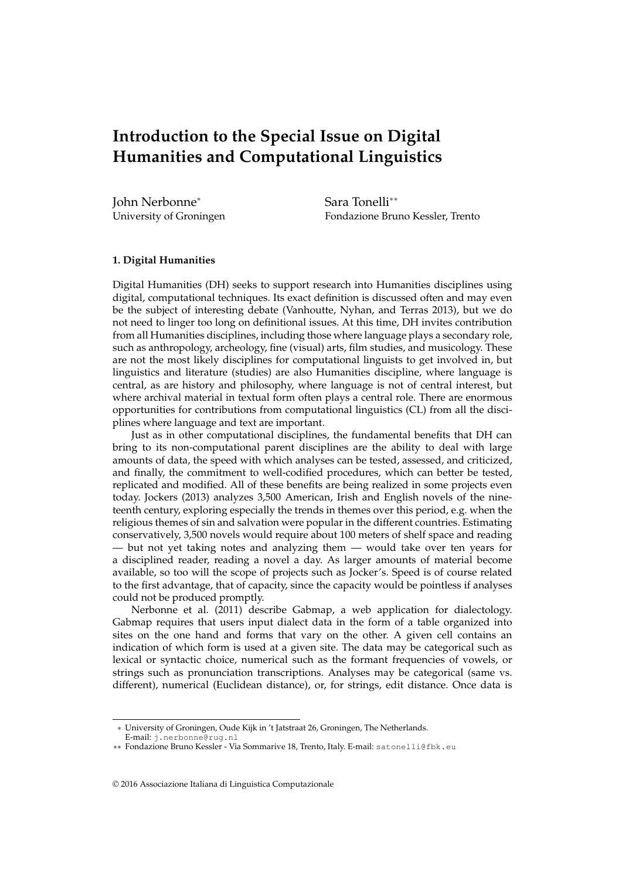# Introduction to the Special Issue on Digital Humanities and Computational Linguistics

John Nerbonne[*]
University of Groningen

Sara Tonelli[**]
Fondazione Bruno Kessler, Trento

### 1. Digital Humanities

Digital Humanities (DH) seeks to support research into Humanities disciplines using digital, computational techniques. Its exact definition is discussed often and may even be the subject of interesting debate (Vanhoutte, Nyhan, and Terras 2013), but we do not need to linger too long on definitional issues. At this time, DH invites contribution from all Humanities disciplines, including those where language plays a secondary role, such as anthropology, archeology, fine (visual) arts, film studies, and musicology. These are not the most likely disciplines for computational linguists to get involved in, but linguistics and literature (studies) are also Humanities discipline, where language is central, as are history and philosophy, where language is not of central interest, but where archival material in textual form often plays a central role. There are enormous opportunities for contributions from computational linguistics (CL) from all the disciplines where language and text are important.

Just as in other computational disciplines, the fundamental benefits that DH can bring to its non-computational parent disciplines are the ability to deal with large amounts of data, the speed with which analyses can be tested, assessed, and criticized, and finally, the commitment to well-codified procedures, which can better be tested, replicated and modified. All of these benefits are being realized in some projects even today. Jockers (2013) analyzes 3,500 American, Irish and English novels of the nineteenth century, exploring especially the trends in themes over this period, e.g. when the religious themes of sin and salvation were popular in the different countries. Estimating conservatively, 3,500 novels would require about 100 meters of shelf space and reading — but not yet taking notes and analyzing them — would take over ten years for a disciplined reader, reading a novel a day. As larger amounts of material become available, so too will the scope of projects such as Jocker's. Speed is of course related to the first advantage, that of capacity, since the capacity would be pointless if analyses could not be produced promptly.

Nerbonne et al. (2011) describe Gabmap, a web application for dialectology. Gabmap requires that users input dialect data in the form of a table organized into sites on the one hand and forms that vary on the other. A given cell contains an indication of which form is used at a given site. The data may be categorical such as lexical or syntactic choice, numerical such as the formant frequencies of vowels, or strings such as pronunciation transcriptions. Analyses may be categorical (same vs. different), numerical (Euclidean distance), or, for strings, edit distance. Once data is

---

[*] University of Groningen, Oude Kijk in 't Jatstraat 26, Groningen, The Netherlands. E-mail: j.nerbonne@rug.nl

[**] Fondazione Bruno Kessler - Via Sommarive 18, Trento, Italy. E-mail: satonelli@fbk.eu

© 2016 Associazione Italiana di Linguistica Computazionale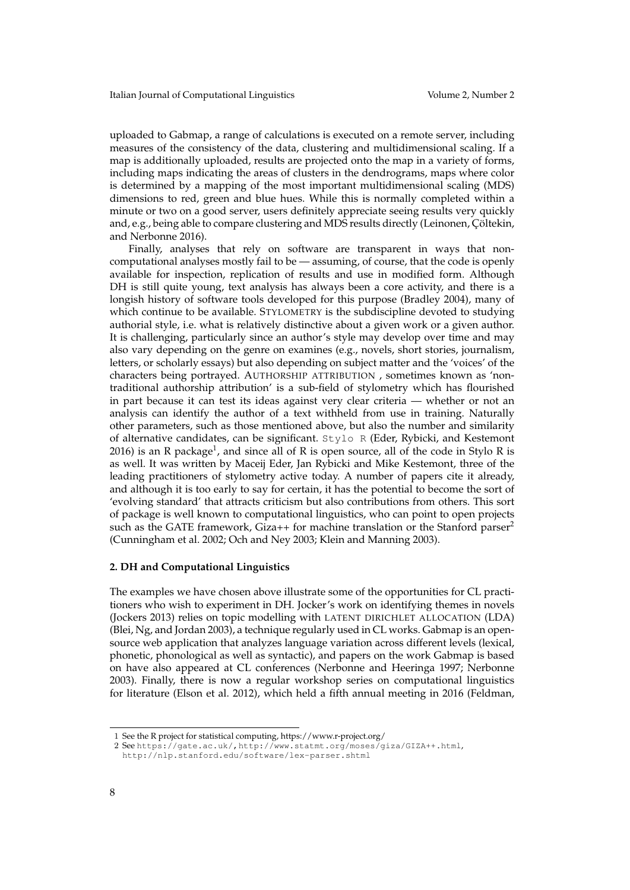uploaded to Gabmap, a range of calculations is executed on a remote server, including measures of the consistency of the data, clustering and multidimensional scaling. If a map is additionally uploaded, results are projected onto the map in a variety of forms, including maps indicating the areas of clusters in the dendrograms, maps where color is determined by a mapping of the most important multidimensional scaling (MDS) dimensions to red, green and blue hues. While this is normally completed within a minute or two on a good server, users definitely appreciate seeing results very quickly and, e.g., being able to compare clustering and MDS results directly (Leinonen, Çöltekin, and Nerbonne 2016).

Finally, analyses that rely on software are transparent in ways that non-computational analyses mostly fail to be — assuming, of course, that the code is openly available for inspection, replication of results and use in modified form. Although DH is still quite young, text analysis has always been a core activity, and there is a longish history of software tools developed for this purpose (Bradley 2004), many of which continue to be available. STYLOMETRY is the subdiscipline devoted to studying authorial style, i.e. what is relatively distinctive about a given work or a given author. It is challenging, particularly since an author's style may develop over time and may also vary depending on the genre on examines (e.g., novels, short stories, journalism, letters, or scholarly essays) but also depending on subject matter and the 'voices' of the characters being portrayed. AUTHORSHIP ATTRIBUTION , sometimes known as 'non-traditional authorship attribution' is a sub-field of stylometry which has flourished in part because it can test its ideas against very clear criteria — whether or not an analysis can identify the author of a text withheld from use in training. Naturally other parameters, such as those mentioned above, but also the number and similarity of alternative candidates, can be significant. `Stylo R` (Eder, Rybicki, and Kestemont 2016) is an R package[1], and since all of R is open source, all of the code in Stylo R is as well. It was written by Maceij Eder, Jan Rybicki and Mike Kestemont, three of the leading practitioners of stylometry active today. A number of papers cite it already, and although it is too early to say for certain, it has the potential to become the sort of 'evolving standard' that attracts criticism but also contributions from others. This sort of package is well known to computational linguistics, who can point to open projects such as the GATE framework, Giza++ for machine translation or the Stanford parser[2] (Cunningham et al. 2002; Och and Ney 2003; Klein and Manning 2003).

## 2. DH and Computational Linguistics

The examples we have chosen above illustrate some of the opportunities for CL practitioners who wish to experiment in DH. Jocker's work on identifying themes in novels (Jockers 2013) relies on topic modelling with LATENT DIRICHLET ALLOCATION (LDA) (Blei, Ng, and Jordan 2003), a technique regularly used in CL works. Gabmap is an open-source web application that analyzes language variation across different levels (lexical, phonetic, phonological as well as syntactic), and papers on the work Gabmap is based on have also appeared at CL conferences (Nerbonne and Heeringa 1997; Nerbonne 2003). Finally, there is now a regular workshop series on computational linguistics for literature (Elson et al. 2012), which held a fifth annual meeting in 2016 (Feldman,

---

1 See the R project for statistical computing, https://www.r-project.org/

2 See `https://gate.ac.uk/`, `http://www.statmt.org/moses/giza/GIZA++.html`, `http://nlp.stanford.edu/software/lex-parser.shtml`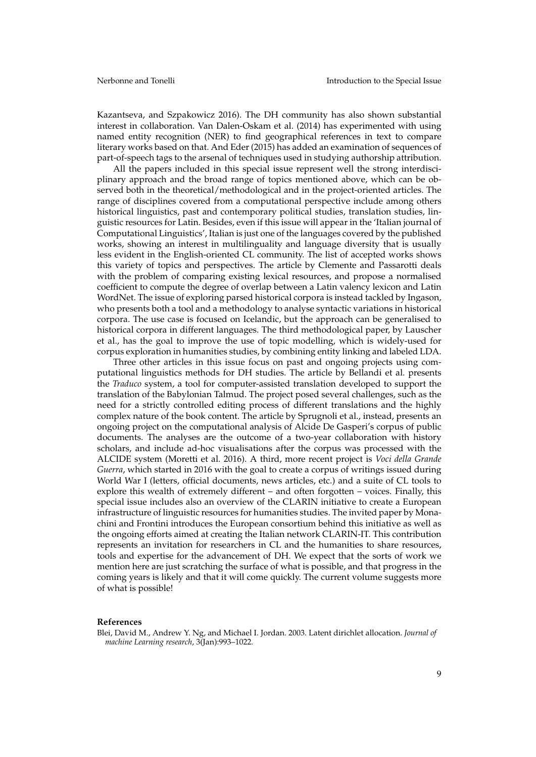Kazantseva, and Szpakowicz 2016). The DH community has also shown substantial interest in collaboration. Van Dalen-Oskam et al. (2014) has experimented with using named entity recognition (NER) to find geographical references in text to compare literary works based on that. And Eder (2015) has added an examination of sequences of part-of-speech tags to the arsenal of techniques used in studying authorship attribution.

All the papers included in this special issue represent well the strong interdisciplinary approach and the broad range of topics mentioned above, which can be observed both in the theoretical/methodological and in the project-oriented articles. The range of disciplines covered from a computational perspective include among others historical linguistics, past and contemporary political studies, translation studies, linguistic resources for Latin. Besides, even if this issue will appear in the 'Italian journal of Computational Linguistics', Italian is just one of the languages covered by the published works, showing an interest in multilinguality and language diversity that is usually less evident in the English-oriented CL community. The list of accepted works shows this variety of topics and perspectives. The article by Clemente and Passarotti deals with the problem of comparing existing lexical resources, and propose a normalised coefficient to compute the degree of overlap between a Latin valency lexicon and Latin WordNet. The issue of exploring parsed historical corpora is instead tackled by Ingason, who presents both a tool and a methodology to analyse syntactic variations in historical corpora. The use case is focused on Icelandic, but the approach can be generalised to historical corpora in different languages. The third methodological paper, by Lauscher et al., has the goal to improve the use of topic modelling, which is widely-used for corpus exploration in humanities studies, by combining entity linking and labeled LDA.

Three other articles in this issue focus on past and ongoing projects using computational linguistics methods for DH studies. The article by Bellandi et al. presents the *Traduco* system, a tool for computer-assisted translation developed to support the translation of the Babylonian Talmud. The project posed several challenges, such as the need for a strictly controlled editing process of different translations and the highly complex nature of the book content. The article by Sprugnoli et al., instead, presents an ongoing project on the computational analysis of Alcide De Gasperi's corpus of public documents. The analyses are the outcome of a two-year collaboration with history scholars, and include ad-hoc visualisations after the corpus was processed with the ALCIDE system (Moretti et al. 2016). A third, more recent project is *Voci della Grande Guerra*, which started in 2016 with the goal to create a corpus of writings issued during World War I (letters, official documents, news articles, etc.) and a suite of CL tools to explore this wealth of extremely different – and often forgotten – voices. Finally, this special issue includes also an overview of the CLARIN initiative to create a European infrastructure of linguistic resources for humanities studies. The invited paper by Monachini and Frontini introduces the European consortium behind this initiative as well as the ongoing efforts aimed at creating the Italian network CLARIN-IT. This contribution represents an invitation for researchers in CL and the humanities to share resources, tools and expertise for the advancement of DH. We expect that the sorts of work we mention here are just scratching the surface of what is possible, and that progress in the coming years is likely and that it will come quickly. The current volume suggests more of what is possible!

## References

Blei, David M., Andrew Y. Ng, and Michael I. Jordan. 2003. Latent dirichlet allocation. *Journal of machine Learning research*, 3(Jan):993–1022.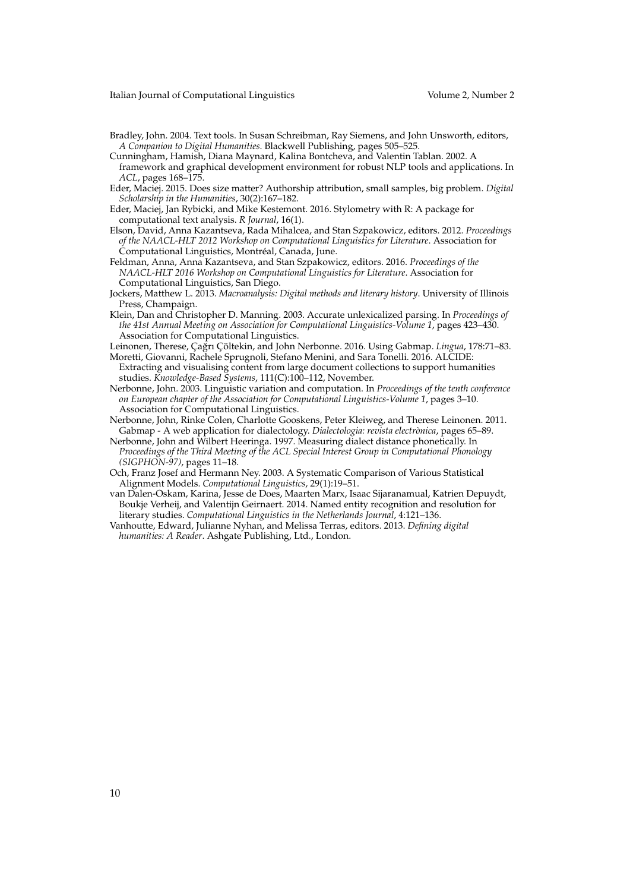Bradley, John. 2004. Text tools. In Susan Schreibman, Ray Siemens, and John Unsworth, editors, *A Companion to Digital Humanities*. Blackwell Publishing, pages 505–525.

Cunningham, Hamish, Diana Maynard, Kalina Bontcheva, and Valentin Tablan. 2002. A framework and graphical development environment for robust NLP tools and applications. In *ACL*, pages 168–175.

Eder, Maciej. 2015. Does size matter? Authorship attribution, small samples, big problem. *Digital Scholarship in the Humanities*, 30(2):167–182.

Eder, Maciej, Jan Rybicki, and Mike Kestemont. 2016. Stylometry with R: A package for computational text analysis. *R Journal*, 16(1).

Elson, David, Anna Kazantseva, Rada Mihalcea, and Stan Szpakowicz, editors. 2012. *Proceedings of the NAACL-HLT 2012 Workshop on Computational Linguistics for Literature*. Association for Computational Linguistics, Montréal, Canada, June.

Feldman, Anna, Anna Kazantseva, and Stan Szpakowicz, editors. 2016. *Proceedings of the NAACL-HLT 2016 Workshop on Computational Linguistics for Literature*. Association for Computational Linguistics, San Diego.

Jockers, Matthew L. 2013. *Macroanalysis: Digital methods and literary history*. University of Illinois Press, Champaign.

Klein, Dan and Christopher D. Manning. 2003. Accurate unlexicalized parsing. In *Proceedings of the 41st Annual Meeting on Association for Computational Linguistics-Volume 1*, pages 423–430. Association for Computational Linguistics.

Leinonen, Therese, Çağrı Çöltekin, and John Nerbonne. 2016. Using Gabmap. *Lingua*, 178:71–83.

Moretti, Giovanni, Rachele Sprugnoli, Stefano Menini, and Sara Tonelli. 2016. ALCIDE: Extracting and visualising content from large document collections to support humanities studies. *Knowledge-Based Systems*, 111(C):100–112, November.

Nerbonne, John. 2003. Linguistic variation and computation. In *Proceedings of the tenth conference on European chapter of the Association for Computational Linguistics-Volume 1*, pages 3–10. Association for Computational Linguistics.

Nerbonne, John, Rinke Colen, Charlotte Gooskens, Peter Kleiweg, and Therese Leinonen. 2011. Gabmap - A web application for dialectology. *Dialectologia: revista electrònica*, pages 65–89.

Nerbonne, John and Wilbert Heeringa. 1997. Measuring dialect distance phonetically. In *Proceedings of the Third Meeting of the ACL Special Interest Group in Computational Phonology (SIGPHON-97)*, pages 11–18.

Och, Franz Josef and Hermann Ney. 2003. A Systematic Comparison of Various Statistical Alignment Models. *Computational Linguistics*, 29(1):19–51.

van Dalen-Oskam, Karina, Jesse de Does, Maarten Marx, Isaac Sijaranamual, Katrien Depuydt, Boukje Verheij, and Valentijn Geirnaert. 2014. Named entity recognition and resolution for literary studies. *Computational Linguistics in the Netherlands Journal*, 4:121–136.

Vanhoutte, Edward, Julianne Nyhan, and Melissa Terras, editors. 2013. *Defining digital humanities: A Reader*. Ashgate Publishing, Ltd., London.